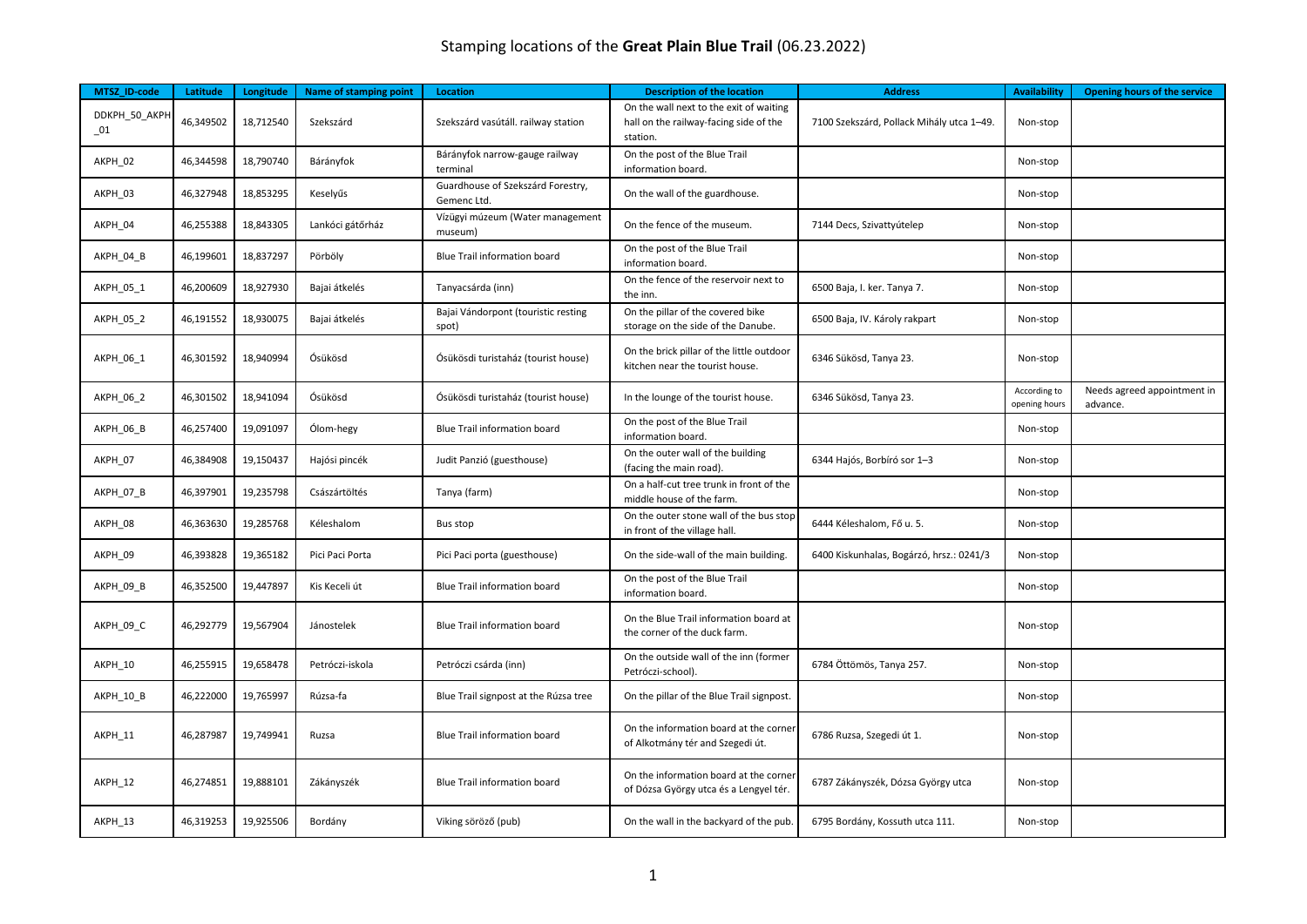# Stamping locations of the **Great Plain Blue Trail** (06.23.2022)

| MTSZ_ID-code | Latitude | Longitude | Name of stamping point | Location | Description of the location | Address | Availability | Opening hours of the service |
|---|---|---|---|---|---|---|---|---|
| DDKPH_50_AKPH_01 | 46,349502 | 18,712540 | Szekszárd | Szekszárd vasútáll. railway station | On the wall next to the exit of waiting hall on the railway-facing side of the station. | 7100 Szekszárd, Pollack Mihály utca 1–49. | Non-stop | |
| AKPH_02 | 46,344598 | 18,790740 | Bárányfok | Bárányfok narrow-gauge railway terminal | On the post of the Blue Trail information board. | | Non-stop | |
| AKPH_03 | 46,327948 | 18,853295 | Keselyűs | Guardhouse of Szekszárd Forestry, Gemenc Ltd. | On the wall of the guardhouse. | | Non-stop | |
| AKPH_04 | 46,255388 | 18,843305 | Lankóci gátőrház | Vízügyi múzeum (Water management museum) | On the fence of the museum. | 7144 Decs, Szivattyútelep | Non-stop | |
| AKPH_04_B | 46,199601 | 18,837297 | Pörböly | Blue Trail information board | On the post of the Blue Trail information board. | | Non-stop | |
| AKPH_05_1 | 46,200609 | 18,927930 | Bajai átkelés | Tanyacsárda (inn) | On the fence of the reservoir next to the inn. | 6500 Baja, I. ker. Tanya 7. | Non-stop | |
| AKPH_05_2 | 46,191552 | 18,930075 | Bajai átkelés | Bajai Vándorpont (touristic resting spot) | On the pillar of the covered bike storage on the side of the Danube. | 6500 Baja, IV. Károly rakpart | Non-stop | |
| AKPH_06_1 | 46,301592 | 18,940994 | Ósükösd | Ósükösdi turistaház (tourist house) | On the brick pillar of the little outdoor kitchen near the tourist house. | 6346 Sükösd, Tanya 23. | Non-stop | |
| AKPH_06_2 | 46,301502 | 18,941094 | Ósükösd | Ósükösdi turistaház (tourist house) | In the lounge of the tourist house. | 6346 Sükösd, Tanya 23. | According to opening hours | Needs agreed appointment in advance. |
| AKPH_06_B | 46,257400 | 19,091097 | Ólom-hegy | Blue Trail information board | On the post of the Blue Trail information board. | | Non-stop | |
| AKPH_07 | 46,384908 | 19,150437 | Hajósi pincék | Judit Panzió (guesthouse) | On the outer wall of the building (facing the main road). | 6344 Hajós, Borbíró sor 1–3 | Non-stop | |
| AKPH_07_B | 46,397901 | 19,235798 | Császártöltés | Tanya (farm) | On a half-cut tree trunk in front of the middle house of the farm. | | Non-stop | |
| AKPH_08 | 46,363630 | 19,285768 | Kéleshalom | Bus stop | On the outer stone wall of the bus stop in front of the village hall. | 6444 Kéleshalom, Fő u. 5. | Non-stop | |
| AKPH_09 | 46,393828 | 19,365182 | Pici Paci Porta | Pici Paci porta (guesthouse) | On the side-wall of the main building. | 6400 Kiskunhalas, Bogárzó, hrsz.: 0241/3 | Non-stop | |
| AKPH_09_B | 46,352500 | 19,447897 | Kis Keceli út | Blue Trail information board | On the post of the Blue Trail information board. | | Non-stop | |
| AKPH_09_C | 46,292779 | 19,567904 | Jánostelek | Blue Trail information board | On the Blue Trail information board at the corner of the duck farm. | | Non-stop | |
| AKPH_10 | 46,255915 | 19,658478 | Petróczi-iskola | Petróczi csárda (inn) | On the outside wall of the inn (former Petróczi-school). | 6784 Öttömös, Tanya 257. | Non-stop | |
| AKPH_10_B | 46,222000 | 19,765997 | Rúzsa-fa | Blue Trail signpost at the Rúzsa tree | On the pillar of the Blue Trail signpost. | | Non-stop | |
| AKPH_11 | 46,287987 | 19,749941 | Ruzsa | Blue Trail information board | On the information board at the corner of Alkotmány tér and Szegedi út. | 6786 Ruzsa, Szegedi út 1. | Non-stop | |
| AKPH_12 | 46,274851 | 19,888101 | Zákányszék | Blue Trail information board | On the information board at the corner of Dózsa György utca és a Lengyel tér. | 6787 Zákányszék, Dózsa György utca | Non-stop | |
| AKPH_13 | 46,319253 | 19,925506 | Bordány | Viking söröző (pub) | On the wall in the backyard of the pub. | 6795 Bordány, Kossuth utca 111. | Non-stop | |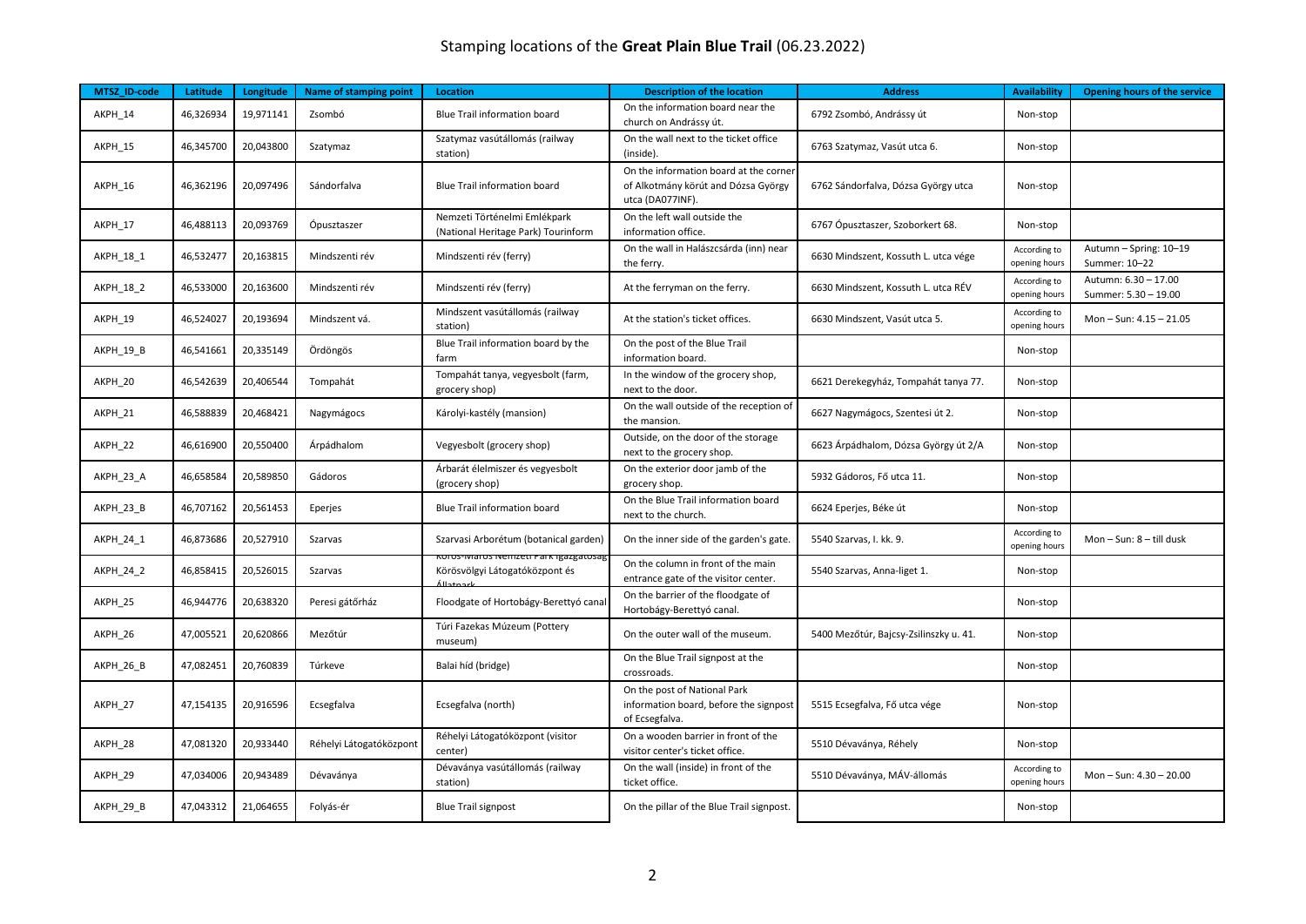# Stamping locations of the **Great Plain Blue Trail** (06.23.2022)

| MTSZ_ID-code | Latitude | Longitude | Name of stamping point | Location | Description of the location | Address | Availability | Opening hours of the service |
|---|---|---|---|---|---|---|---|---|
| AKPH_14 | 46,326934 | 19,971141 | Zsombó | Blue Trail information board | On the information board near the church on Andrássy út. | 6792 Zsombó, Andrássy út | Non-stop | |
| AKPH_15 | 46,345700 | 20,043800 | Szatymaz | Szatymaz vasútállomás (railway station) | On the wall next to the ticket office (inside). | 6763 Szatymaz, Vasút utca 6. | Non-stop | |
| AKPH_16 | 46,362196 | 20,097496 | Sándorfalva | Blue Trail information board | On the information board at the corner of Alkotmány körút and Dózsa György utca (DA077INF). | 6762 Sándorfalva, Dózsa György utca | Non-stop | |
| AKPH_17 | 46,488113 | 20,093769 | Ópusztaszer | Nemzeti Történelmi Emlékpark (National Heritage Park) Tourinform | On the left wall outside the information office. | 6767 Ópusztaszer, Szoborkert 68. | Non-stop | |
| AKPH_18_1 | 46,532477 | 20,163815 | Mindszenti rév | Mindszenti rév (ferry) | On the wall in Halászcsárda (inn) near the ferry. | 6630 Mindszent, Kossuth L. utca vége | According to opening hours | Autumn – Spring: 10–19 Summer: 10–22 |
| AKPH_18_2 | 46,533000 | 20,163600 | Mindszenti rév | Mindszenti rév (ferry) | At the ferryman on the ferry. | 6630 Mindszent, Kossuth L. utca RÉV | According to opening hours | Autumn: 6.30 – 17.00 Summer: 5.30 – 19.00 |
| AKPH_19 | 46,524027 | 20,193694 | Mindszent vá. | Mindszent vasútállomás (railway station) | At the station's ticket offices. | 6630 Mindszent, Vasút utca 5. | According to opening hours | Mon – Sun: 4.15 – 21.05 |
| AKPH_19_B | 46,541661 | 20,335149 | Ördöngös | Blue Trail information board by the farm | On the post of the Blue Trail information board. | | Non-stop | |
| AKPH_20 | 46,542639 | 20,406544 | Tompahát | Tompahát tanya, vegyesbolt (farm, grocery shop) | In the window of the grocery shop, next to the door. | 6621 Derekegyház, Tompahát tanya 77. | Non-stop | |
| AKPH_21 | 46,588839 | 20,468421 | Nagymágocs | Károlyi-kastély (mansion) | On the wall outside of the reception of the mansion. | 6627 Nagymágocs, Szentesi út 2. | Non-stop | |
| AKPH_22 | 46,616900 | 20,550400 | Árpádhalom | Vegyesbolt (grocery shop) | Outside, on the door of the storage next to the grocery shop. | 6623 Árpádhalom, Dózsa György út 2/A | Non-stop | |
| AKPH_23_A | 46,658584 | 20,589850 | Gádoros | Árbarát élelmiszer és vegyesbolt (grocery shop) | On the exterior door jamb of the grocery shop. | 5932 Gádoros, Fő utca 11. | Non-stop | |
| AKPH_23_B | 46,707162 | 20,561453 | Eperjes | Blue Trail information board | On the Blue Trail information board next to the church. | 6624 Eperjes, Béke út | Non-stop | |
| AKPH_24_1 | 46,873686 | 20,527910 | Szarvas | Szarvasi Arborétum (botanical garden) | On the inner side of the garden's gate. | 5540 Szarvas, I. kk. 9. | According to opening hours | Mon – Sun: 8 – till dusk |
| AKPH_24_2 | 46,858415 | 20,526015 | Szarvas | Körös-Maros Nemzeti Park Igazgatóság Körösvölgyi Látogatóközpont és Állatpark | On the column in front of the main entrance gate of the visitor center. | 5540 Szarvas, Anna-liget 1. | Non-stop | |
| AKPH_25 | 46,944776 | 20,638320 | Peresi gátőrház | Floodgate of Hortobágy-Berettyó canal | On the barrier of the floodgate of Hortobágy-Berettyó canal. | | Non-stop | |
| AKPH_26 | 47,005521 | 20,620866 | Mezőtúr | Túri Fazekas Múzeum (Pottery museum) | On the outer wall of the museum. | 5400 Mezőtúr, Bajcsy-Zsilinszky u. 41. | Non-stop | |
| AKPH_26_B | 47,082451 | 20,760839 | Túrkeve | Balai híd (bridge) | On the Blue Trail signpost at the crossroads. | | Non-stop | |
| AKPH_27 | 47,154135 | 20,916596 | Ecsegfalva | Ecsegfalva (north) | On the post of National Park information board, before the signpost of Ecsegfalva. | 5515 Ecsegfalva, Fő utca vége | Non-stop | |
| AKPH_28 | 47,081320 | 20,933440 | Réhelyi Látogatóközpont | Réhelyi Látogatóközpont (visitor center) | On a wooden barrier in front of the visitor center's ticket office. | 5510 Dévaványa, Réhely | Non-stop | |
| AKPH_29 | 47,034006 | 20,943489 | Dévaványa | Dévaványa vasútállomás (railway station) | On the wall (inside) in front of the ticket office. | 5510 Dévaványa, MÁV-állomás | According to opening hours | Mon – Sun: 4.30 – 20.00 |
| AKPH_29_B | 47,043312 | 21,064655 | Folyás-ér | Blue Trail signpost | On the pillar of the Blue Trail signpost. | | Non-stop | |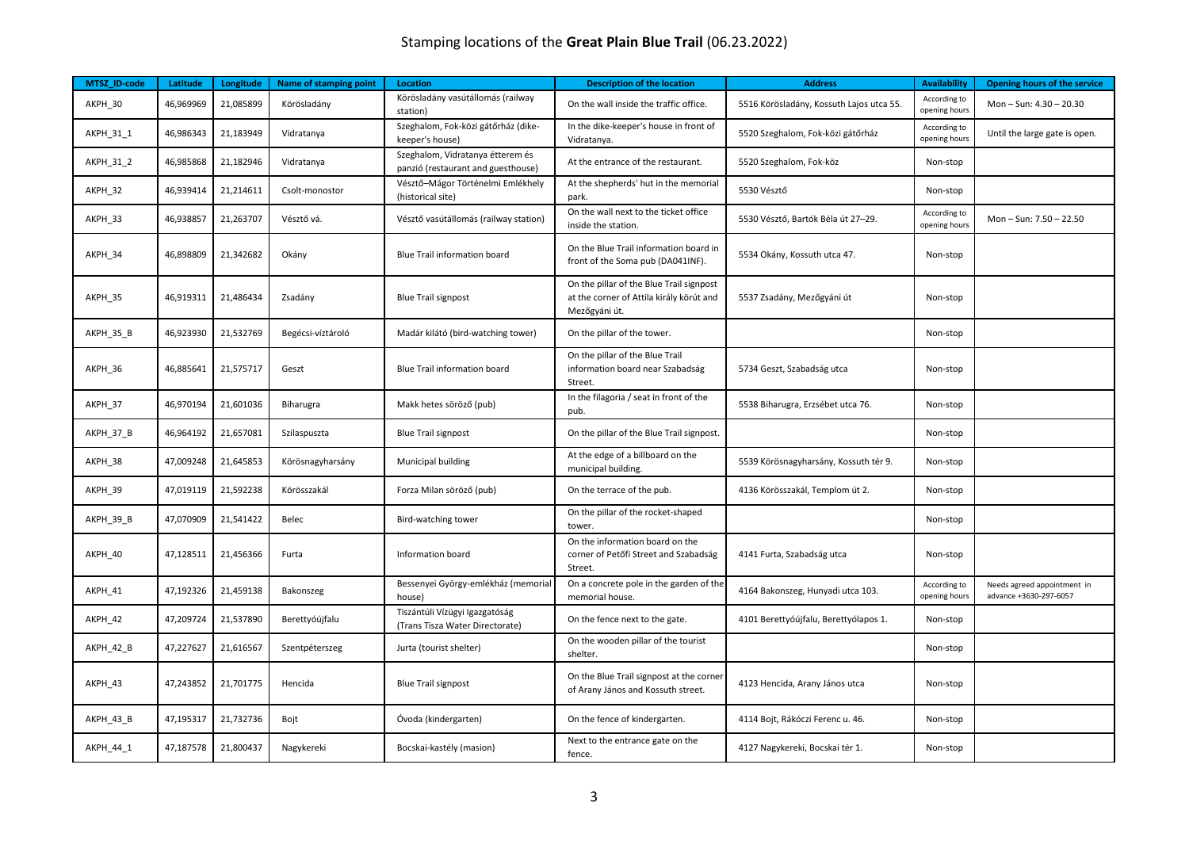Stamping locations of the **Great Plain Blue Trail** (06.23.2022)

| MTSZ_ID-code | Latitude | Longitude | Name of stamping point | Location | Description of the location | Address | Availability | Opening hours of the service |
|---|---|---|---|---|---|---|---|---|
| AKPH_30 | 46,969969 | 21,085899 | Körösladány | Körösladány vasútállomás (railway station) | On the wall inside the traffic office. | 5516 Körösladány, Kossuth Lajos utca 55. | According to opening hours | Mon – Sun: 4.30 – 20.30 |
| AKPH_31_1 | 46,986343 | 21,183949 | Vidratanya | Szeghalom, Fok-közi gátőrház (dike-keeper's house) | In the dike-keeper's house in front of Vidratanya. | 5520 Szeghalom, Fok-közi gátőrház | According to opening hours | Until the large gate is open. |
| AKPH_31_2 | 46,985868 | 21,182946 | Vidratanya | Szeghalom, Vidratanya étterem és panzió (restaurant and guesthouse) | At the entrance of the restaurant. | 5520 Szeghalom, Fok-köz | Non-stop | |
| AKPH_32 | 46,939414 | 21,214611 | Csolt-monostor | Vésztő–Mágor Történelmi Emlékhely (historical site) | At the shepherds' hut in the memorial park. | 5530 Vésztő | Non-stop | |
| AKPH_33 | 46,938857 | 21,263707 | Vésztő vá. | Vésztő vasútállomás (railway station) | On the wall next to the ticket office inside the station. | 5530 Vésztő, Bartók Béla út 27–29. | According to opening hours | Mon – Sun: 7.50 – 22.50 |
| AKPH_34 | 46,898809 | 21,342682 | Okány | Blue Trail information board | On the Blue Trail information board in front of the Soma pub (DA041INF). | 5534 Okány, Kossuth utca 47. | Non-stop | |
| AKPH_35 | 46,919311 | 21,486434 | Zsadány | Blue Trail signpost | On the pillar of the Blue Trail signpost at the corner of Attila király körút and Mezőgyáni út. | 5537 Zsadány, Mezőgyáni út | Non-stop | |
| AKPH_35_B | 46,923930 | 21,532769 | Begécsi-víztároló | Madár kilátó (bird-watching tower) | On the pillar of the tower. | | Non-stop | |
| AKPH_36 | 46,885641 | 21,575717 | Geszt | Blue Trail information board | On the pillar of the Blue Trail information board near Szabadság Street. | 5734 Geszt, Szabadság utca | Non-stop | |
| AKPH_37 | 46,970194 | 21,601036 | Biharugra | Makk hetes söröző (pub) | In the filagoria / seat in front of the pub. | 5538 Biharugra, Erzsébet utca 76. | Non-stop | |
| AKPH_37_B | 46,964192 | 21,657081 | Szilaspuszta | Blue Trail signpost | On the pillar of the Blue Trail signpost. | | Non-stop | |
| AKPH_38 | 47,009248 | 21,645853 | Körösnagyharsány | Municipal building | At the edge of a billboard on the municipal building. | 5539 Körösnagyharsány, Kossuth tér 9. | Non-stop | |
| AKPH_39 | 47,019119 | 21,592238 | Körösszakál | Forza Milan söröző (pub) | On the terrace of the pub. | 4136 Körösszakál, Templom út 2. | Non-stop | |
| AKPH_39_B | 47,070909 | 21,541422 | Belec | Bird-watching tower | On the pillar of the rocket-shaped tower. | | Non-stop | |
| AKPH_40 | 47,128511 | 21,456366 | Furta | Information board | On the information board on the corner of Petőfi Street and Szabadság Street. | 4141 Furta, Szabadság utca | Non-stop | |
| AKPH_41 | 47,192326 | 21,459138 | Bakonszeg | Bessenyei György-emlékház (memorial house) | On a concrete pole in the garden of the memorial house. | 4164 Bakonszeg, Hunyadi utca 103. | According to opening hours | Needs agreed appointment in advance +3630-297-6057 |
| AKPH_42 | 47,209724 | 21,537890 | Berettyóújfalu | Tiszántúli Vízügyi Igazgatóság (Trans Tisza Water Directorate) | On the fence next to the gate. | 4101 Berettyóújfalu, Berettyólapos 1. | Non-stop | |
| AKPH_42_B | 47,227627 | 21,616567 | Szentpéterszeg | Jurta (tourist shelter) | On the wooden pillar of the tourist shelter. | | Non-stop | |
| AKPH_43 | 47,243852 | 21,701775 | Hencida | Blue Trail signpost | On the Blue Trail signpost at the corner of Arany János and Kossuth street. | 4123 Hencida, Arany János utca | Non-stop | |
| AKPH_43_B | 47,195317 | 21,732736 | Bojt | Óvoda (kindergarten) | On the fence of kindergarten. | 4114 Bojt, Rákóczi Ferenc u. 46. | Non-stop | |
| AKPH_44_1 | 47,187578 | 21,800437 | Nagykereki | Bocskai-kastély (masion) | Next to the entrance gate on the fence. | 4127 Nagykereki, Bocskai tér 1. | Non-stop | |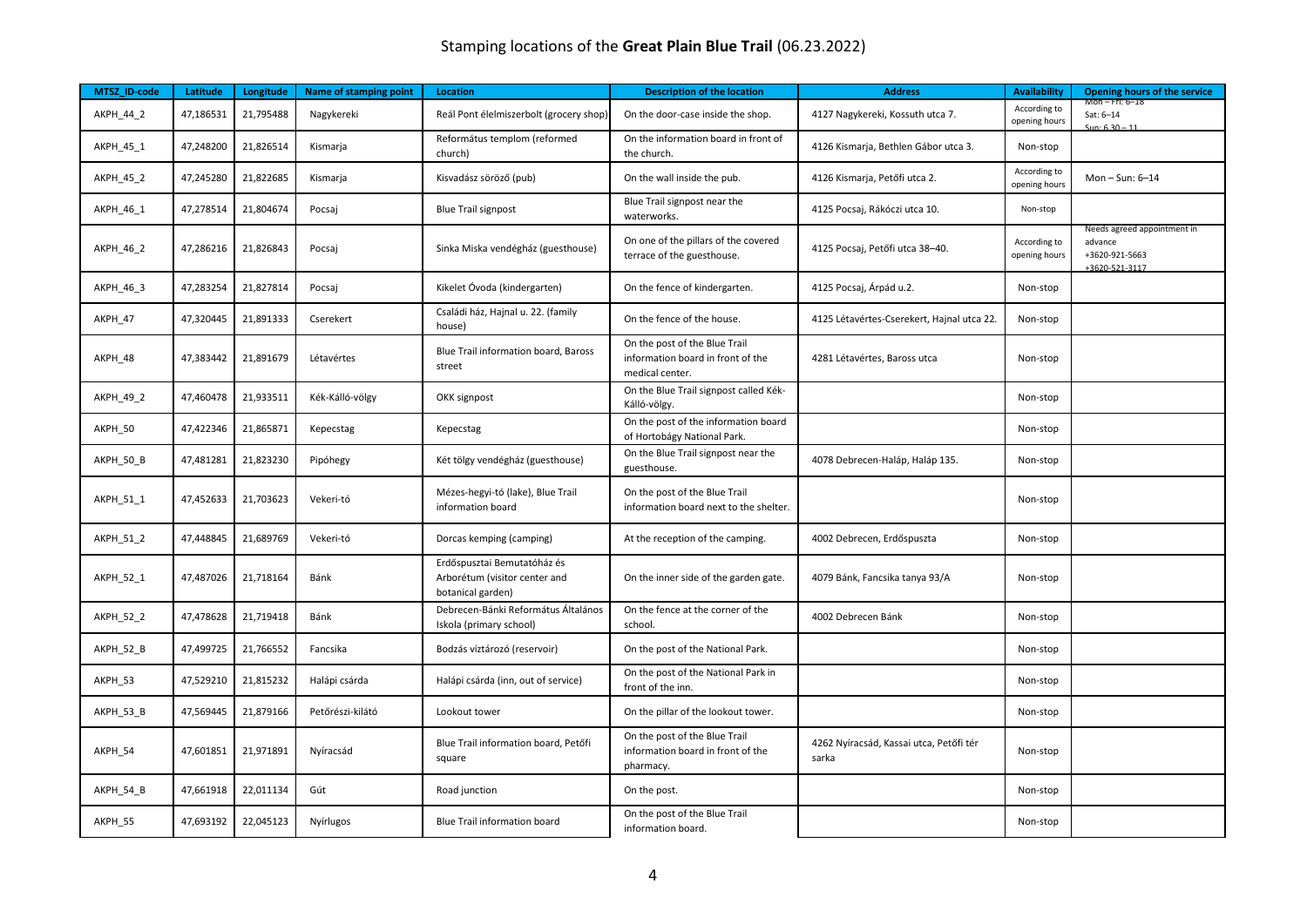# Stamping locations of the **Great Plain Blue Trail** (06.23.2022)

| MTSZ_ID-code | Latitude | Longitude | Name of stamping point | Location | Description of the location | Address | Availability | Opening hours of the service |
|---|---|---|---|---|---|---|---|---|
| AKPH_44_2 | 47,186531 | 21,795488 | Nagykereki | Reál Pont élelmiszerbolt (grocery shop) | On the door-case inside the shop. | 4127 Nagykereki, Kossuth utca 7. | According to opening hours | Mon – Fri: 6–18 Sat: 6–14 Sun: 6.30 – 11 |
| AKPH_45_1 | 47,248200 | 21,826514 | Kismarja | Református templom (reformed church) | On the information board in front of the church. | 4126 Kismarja, Bethlen Gábor utca 3. | Non-stop | |
| AKPH_45_2 | 47,245280 | 21,822685 | Kismarja | Kisvadász söröző (pub) | On the wall inside the pub. | 4126 Kismarja, Petőfi utca 2. | According to opening hours | Mon – Sun: 6–14 |
| AKPH_46_1 | 47,278514 | 21,804674 | Pocsaj | Blue Trail signpost | Blue Trail signpost near the waterworks. | 4125 Pocsaj, Rákóczi utca 10. | Non-stop | |
| AKPH_46_2 | 47,286216 | 21,826843 | Pocsaj | Sinka Miska vendégház (guesthouse) | On one of the pillars of the covered terrace of the guesthouse. | 4125 Pocsaj, Petőfi utca 38–40. | According to opening hours | Needs agreed appointment in advance +3620-921-5663 +3620-521-3117 |
| AKPH_46_3 | 47,283254 | 21,827814 | Pocsaj | Kikelet Óvoda (kindergarten) | On the fence of kindergarten. | 4125 Pocsaj, Árpád u.2. | Non-stop | |
| AKPH_47 | 47,320445 | 21,891333 | Cserekert | Családi ház, Hajnal u. 22. (family house) | On the fence of the house. | 4125 Létavértes-Cserekert, Hajnal utca 22. | Non-stop | |
| AKPH_48 | 47,383442 | 21,891679 | Létavértes | Blue Trail information board, Baross street | On the post of the Blue Trail information board in front of the medical center. | 4281 Létavértes, Baross utca | Non-stop | |
| AKPH_49_2 | 47,460478 | 21,933511 | Kék-Kálló-völgy | OKK signpost | On the Blue Trail signpost called Kék-Kálló-völgy. | | Non-stop | |
| AKPH_50 | 47,422346 | 21,865871 | Kepecstag | Kepecstag | On the post of the information board of Hortobágy National Park. | | Non-stop | |
| AKPH_50_B | 47,481281 | 21,823230 | Pipóhegy | Két tölgy vendégház (guesthouse) | On the Blue Trail signpost near the guesthouse. | 4078 Debrecen-Haláp, Haláp 135. | Non-stop | |
| AKPH_51_1 | 47,452633 | 21,703623 | Vekeri-tó | Mézes-hegyi-tó (lake), Blue Trail information board | On the post of the Blue Trail information board next to the shelter. | | Non-stop | |
| AKPH_51_2 | 47,448845 | 21,689769 | Vekeri-tó | Dorcas kemping (camping) | At the reception of the camping. | 4002 Debrecen, Erdőspuszta | Non-stop | |
| AKPH_52_1 | 47,487026 | 21,718164 | Bánk | Erdőspusztai Bemutatóház és Arborétum (visitor center and botanical garden) | On the inner side of the garden gate. | 4079 Bánk, Fancsika tanya 93/A | Non-stop | |
| AKPH_52_2 | 47,478628 | 21,719418 | Bánk | Debrecen-Bánki Református Általános Iskola (primary school) | On the fence at the corner of the school. | 4002 Debrecen Bánk | Non-stop | |
| AKPH_52_B | 47,499725 | 21,766552 | Fancsika | Bodzás víztározó (reservoir) | On the post of the National Park. | | Non-stop | |
| AKPH_53 | 47,529210 | 21,815232 | Halápi csárda | Halápi csárda (inn, out of service) | On the post of the National Park in front of the inn. | | Non-stop | |
| AKPH_53_B | 47,569445 | 21,879166 | Petőrészi-kilátó | Lookout tower | On the pillar of the lookout tower. | | Non-stop | |
| AKPH_54 | 47,601851 | 21,971891 | Nyíracsád | Blue Trail information board, Petőfi square | On the post of the Blue Trail information board in front of the pharmacy. | 4262 Nyíracsád, Kassai utca, Petőfi tér sarka | Non-stop | |
| AKPH_54_B | 47,661918 | 22,011134 | Gút | Road junction | On the post. | | Non-stop | |
| AKPH_55 | 47,693192 | 22,045123 | Nyírlugos | Blue Trail information board | On the post of the Blue Trail information board. | | Non-stop | |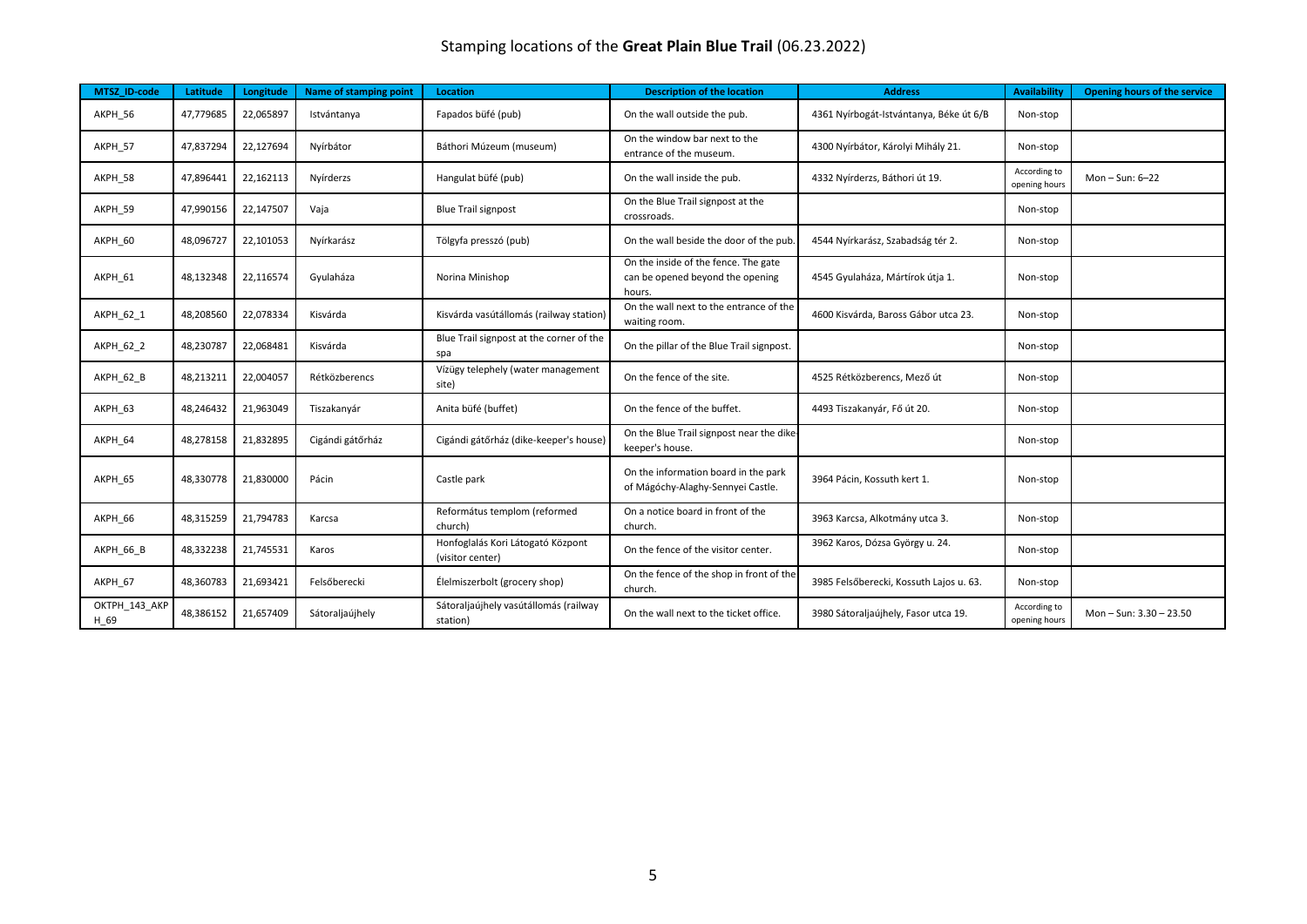# Stamping locations of the **Great Plain Blue Trail** (06.23.2022)

| MTSZ_ID-code | Latitude | Longitude | Name of stamping point | Location | Description of the location | Address | Availability | Opening hours of the service |
|---|---|---|---|---|---|---|---|---|
| AKPH_56 | 47,779685 | 22,065897 | Istvántanya | Fapados büfé (pub) | On the wall outside the pub. | 4361 Nyírbogát-Istvántanya, Béke út 6/B | Non-stop | |
| AKPH_57 | 47,837294 | 22,127694 | Nyírbátor | Báthori Múzeum (museum) | On the window bar next to the entrance of the museum. | 4300 Nyírbátor, Károlyi Mihály 21. | Non-stop | |
| AKPH_58 | 47,896441 | 22,162113 | Nyírderzs | Hangulat büfé (pub) | On the wall inside the pub. | 4332 Nyírderzs, Báthori út 19. | According to opening hours | Mon – Sun: 6–22 |
| AKPH_59 | 47,990156 | 22,147507 | Vaja | Blue Trail signpost | On the Blue Trail signpost at the crossroads. | | Non-stop | |
| AKPH_60 | 48,096727 | 22,101053 | Nyírkarász | Tölgyfa presszó (pub) | On the wall beside the door of the pub. | 4544 Nyírkarász, Szabadság tér 2. | Non-stop | |
| AKPH_61 | 48,132348 | 22,116574 | Gyulaháza | Norina Minishop | On the inside of the fence. The gate can be opened beyond the opening hours. | 4545 Gyulaháza, Mártírok útja 1. | Non-stop | |
| AKPH_62_1 | 48,208560 | 22,078334 | Kisvárda | Kisvárda vasútállomás (railway station) | On the wall next to the entrance of the waiting room. | 4600 Kisvárda, Baross Gábor utca 23. | Non-stop | |
| AKPH_62_2 | 48,230787 | 22,068481 | Kisvárda | Blue Trail signpost at the corner of the spa | On the pillar of the Blue Trail signpost. | | Non-stop | |
| AKPH_62_B | 48,213211 | 22,004057 | Rétközberencs | Vízügy telephely (water management site) | On the fence of the site. | 4525 Rétközberencs, Mező út | Non-stop | |
| AKPH_63 | 48,246432 | 21,963049 | Tiszakanyár | Anita büfé (buffet) | On the fence of the buffet. | 4493 Tiszakanyár, Fő út 20. | Non-stop | |
| AKPH_64 | 48,278158 | 21,832895 | Cigándi gátőrház | Cigándi gátőrház (dike-keeper's house) | On the Blue Trail signpost near the dike-keeper's house. | | Non-stop | |
| AKPH_65 | 48,330778 | 21,830000 | Pácin | Castle park | On the information board in the park of Mágóchy-Alaghy-Sennyei Castle. | 3964 Pácin, Kossuth kert 1. | Non-stop | |
| AKPH_66 | 48,315259 | 21,794783 | Karcsa | Református templom (reformed church) | On a notice board in front of the church. | 3963 Karcsa, Alkotmány utca 3. | Non-stop | |
| AKPH_66_B | 48,332238 | 21,745531 | Karos | Honfoglalás Kori Látogató Központ (visitor center) | On the fence of the visitor center. | 3962 Karos, Dózsa György u. 24. | Non-stop | |
| AKPH_67 | 48,360783 | 21,693421 | Felsőberecki | Élelmiszerbolt (grocery shop) | On the fence of the shop in front of the church. | 3985 Felsőberecki, Kossuth Lajos u. 63. | Non-stop | |
| OKTPH_143_AKPH_69 | 48,386152 | 21,657409 | Sátoraljaújhely | Sátoraljaújhely vasútállomás (railway station) | On the wall next to the ticket office. | 3980 Sátoraljaújhely, Fasor utca 19. | According to opening hours | Mon – Sun: 3.30 – 23.50 |